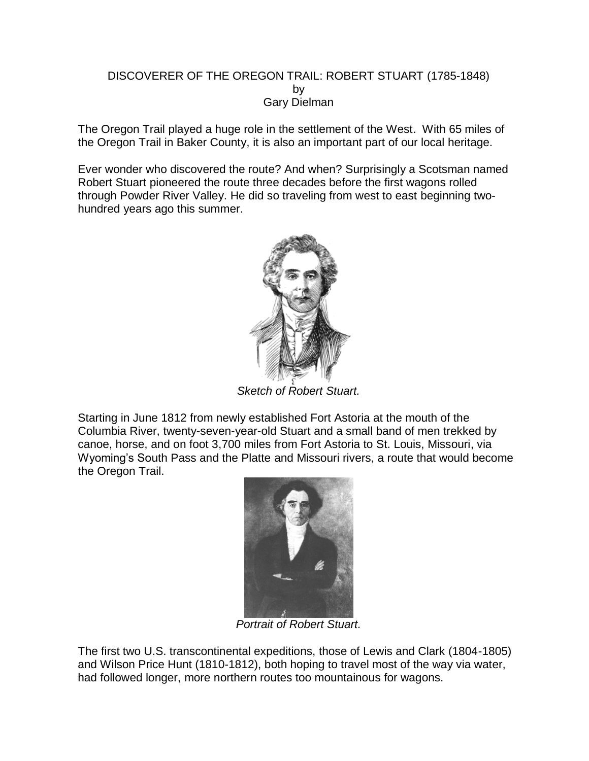# DISCOVERER OF THE OREGON TRAIL: ROBERT STUART (1785-1848)

by

Gary Dielman

The Oregon Trail played a huge role in the settlement of the West. With 65 miles of the Oregon Trail in Baker County, it is also an important part of our local heritage.

Ever wonder who discovered the route? And when? Surprisingly a Scotsman named Robert Stuart pioneered the route three decades before the first wagons rolled through Powder River Valley. He did so traveling from west to east beginning two-hundred years ago this summer.

*Sketch of Robert Stuart.*

Starting in June 1812 from newly established Fort Astoria at the mouth of the Columbia River, twenty-seven-year-old Stuart and a small band of men trekked by canoe, horse, and on foot 3,700 miles from Fort Astoria to St. Louis, Missouri, via Wyoming's South Pass and the Platte and Missouri rivers, a route that would become the Oregon Trail.

*Portrait of Robert Stuart.*

The first two U.S. transcontinental expeditions, those of Lewis and Clark (1804-1805) and Wilson Price Hunt (1810-1812), both hoping to travel most of the way via water, had followed longer, more northern routes too mountainous for wagons.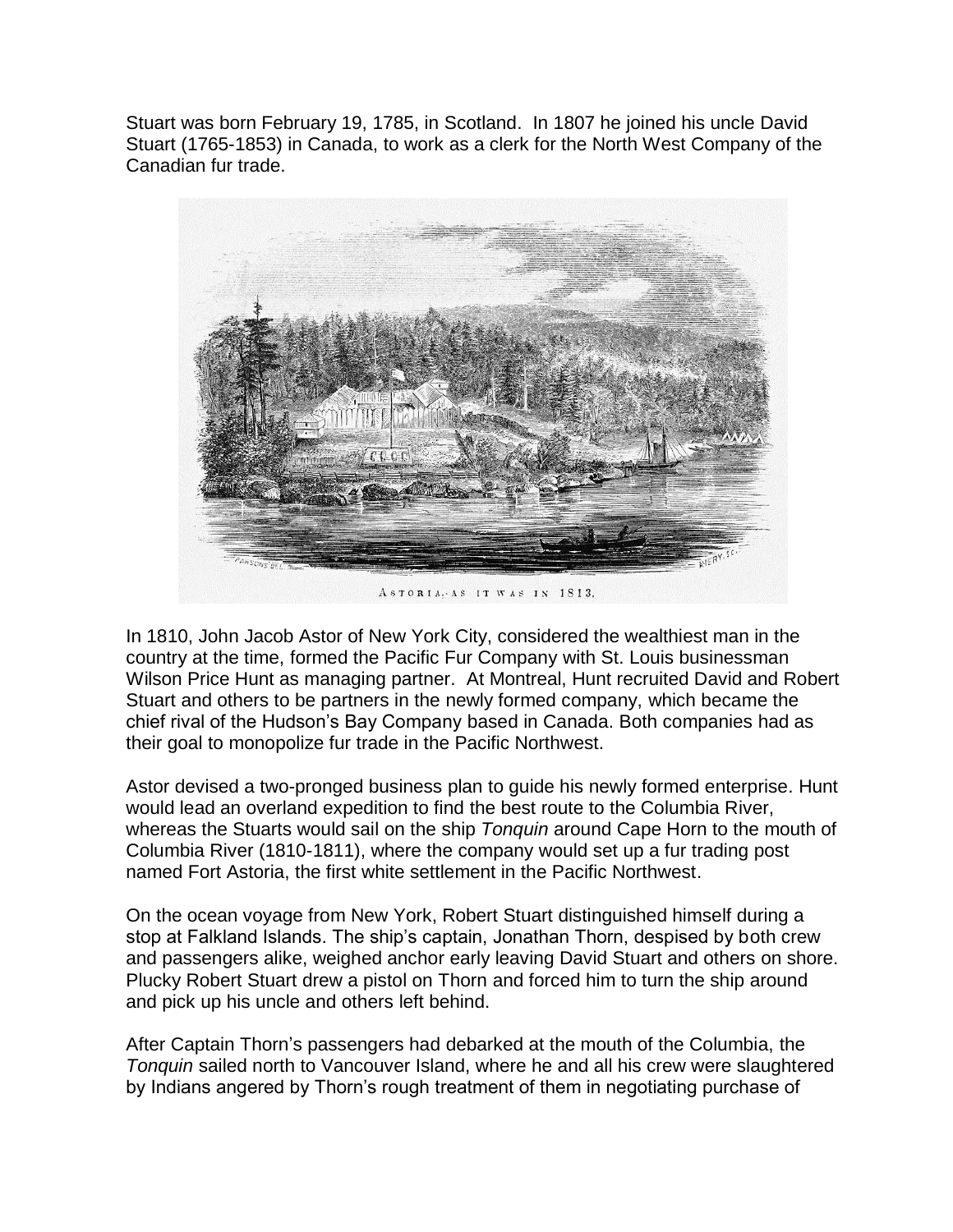Stuart was born February 19, 1785, in Scotland. In 1807 he joined his uncle David Stuart (1765-1853) in Canada, to work as a clerk for the North West Company of the Canadian fur trade.

ASTORIA AS IT WAS IN 1813.

In 1810, John Jacob Astor of New York City, considered the wealthiest man in the country at the time, formed the Pacific Fur Company with St. Louis businessman Wilson Price Hunt as managing partner. At Montreal, Hunt recruited David and Robert Stuart and others to be partners in the newly formed company, which became the chief rival of the Hudson's Bay Company based in Canada. Both companies had as their goal to monopolize fur trade in the Pacific Northwest.

Astor devised a two-pronged business plan to guide his newly formed enterprise. Hunt would lead an overland expedition to find the best route to the Columbia River, whereas the Stuarts would sail on the ship *Tonquin* around Cape Horn to the mouth of Columbia River (1810-1811), where the company would set up a fur trading post named Fort Astoria, the first white settlement in the Pacific Northwest.

On the ocean voyage from New York, Robert Stuart distinguished himself during a stop at Falkland Islands. The ship's captain, Jonathan Thorn, despised by both crew and passengers alike, weighed anchor early leaving David Stuart and others on shore. Plucky Robert Stuart drew a pistol on Thorn and forced him to turn the ship around and pick up his uncle and others left behind.

After Captain Thorn's passengers had debarked at the mouth of the Columbia, the *Tonquin* sailed north to Vancouver Island, where he and all his crew were slaughtered by Indians angered by Thorn's rough treatment of them in negotiating purchase of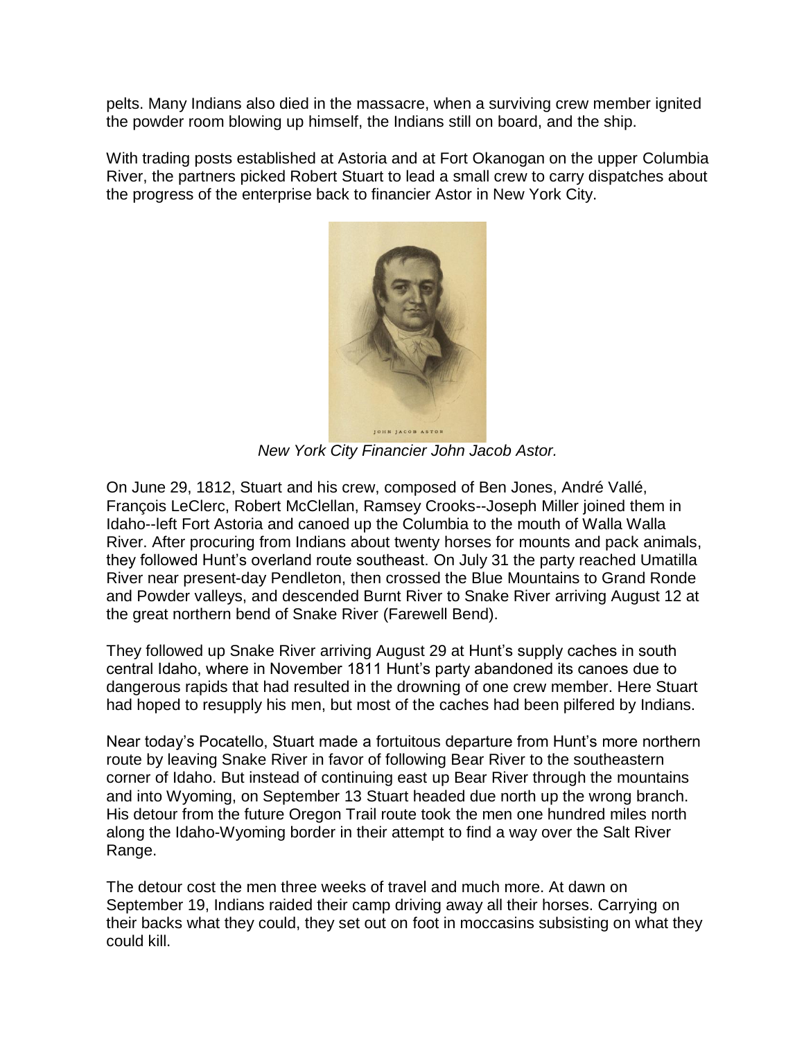pelts. Many Indians also died in the massacre, when a surviving crew member ignited the powder room blowing up himself, the Indians still on board, and the ship.

With trading posts established at Astoria and at Fort Okanogan on the upper Columbia River, the partners picked Robert Stuart to lead a small crew to carry dispatches about the progress of the enterprise back to financier Astor in New York City.

*New York City Financier John Jacob Astor.*

On June 29, 1812, Stuart and his crew, composed of Ben Jones, André Vallé, François LeClerc, Robert McClellan, Ramsey Crooks--Joseph Miller joined them in Idaho--left Fort Astoria and canoed up the Columbia to the mouth of Walla Walla River. After procuring from Indians about twenty horses for mounts and pack animals, they followed Hunt's overland route southeast. On July 31 the party reached Umatilla River near present-day Pendleton, then crossed the Blue Mountains to Grand Ronde and Powder valleys, and descended Burnt River to Snake River arriving August 12 at the great northern bend of Snake River (Farewell Bend).

They followed up Snake River arriving August 29 at Hunt's supply caches in south central Idaho, where in November 1811 Hunt's party abandoned its canoes due to dangerous rapids that had resulted in the drowning of one crew member. Here Stuart had hoped to resupply his men, but most of the caches had been pilfered by Indians.

Near today's Pocatello, Stuart made a fortuitous departure from Hunt's more northern route by leaving Snake River in favor of following Bear River to the southeastern corner of Idaho. But instead of continuing east up Bear River through the mountains and into Wyoming, on September 13 Stuart headed due north up the wrong branch. His detour from the future Oregon Trail route took the men one hundred miles north along the Idaho-Wyoming border in their attempt to find a way over the Salt River Range.

The detour cost the men three weeks of travel and much more. At dawn on September 19, Indians raided their camp driving away all their horses. Carrying on their backs what they could, they set out on foot in moccasins subsisting on what they could kill.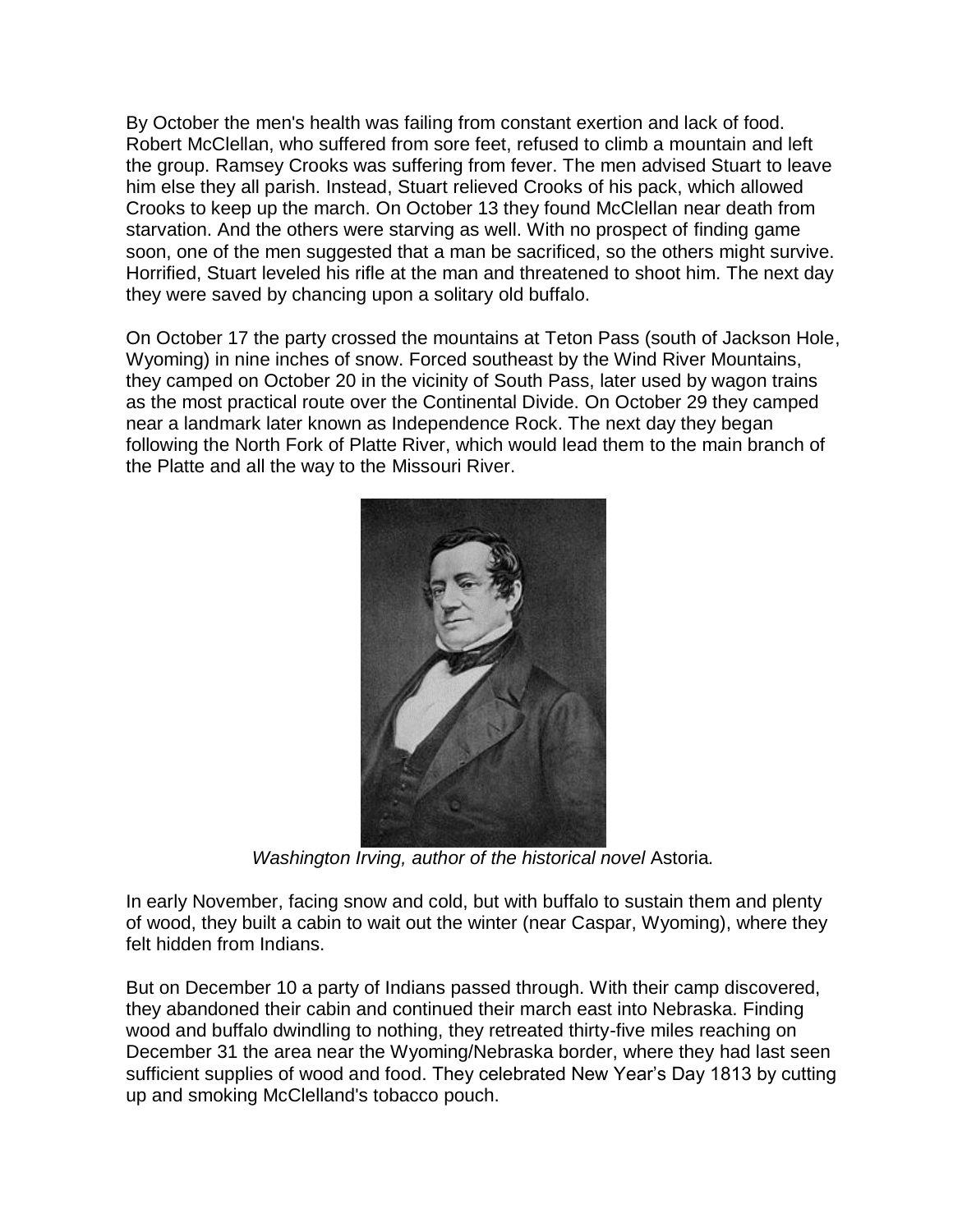By October the men's health was failing from constant exertion and lack of food. Robert McClellan, who suffered from sore feet, refused to climb a mountain and left the group. Ramsey Crooks was suffering from fever. The men advised Stuart to leave him else they all parish. Instead, Stuart relieved Crooks of his pack, which allowed Crooks to keep up the march. On October 13 they found McClellan near death from starvation. And the others were starving as well. With no prospect of finding game soon, one of the men suggested that a man be sacrificed, so the others might survive. Horrified, Stuart leveled his rifle at the man and threatened to shoot him. The next day they were saved by chancing upon a solitary old buffalo.

On October 17 the party crossed the mountains at Teton Pass (south of Jackson Hole, Wyoming) in nine inches of snow. Forced southeast by the Wind River Mountains, they camped on October 20 in the vicinity of South Pass, later used by wagon trains as the most practical route over the Continental Divide. On October 29 they camped near a landmark later known as Independence Rock. The next day they began following the North Fork of Platte River, which would lead them to the main branch of the Platte and all the way to the Missouri River.

*Washington Irving, author of the historical novel* Astoria*.*

In early November, facing snow and cold, but with buffalo to sustain them and plenty of wood, they built a cabin to wait out the winter (near Caspar, Wyoming), where they felt hidden from Indians.

But on December 10 a party of Indians passed through. With their camp discovered, they abandoned their cabin and continued their march east into Nebraska. Finding wood and buffalo dwindling to nothing, they retreated thirty-five miles reaching on December 31 the area near the Wyoming/Nebraska border, where they had last seen sufficient supplies of wood and food. They celebrated New Year's Day 1813 by cutting up and smoking McClelland's tobacco pouch.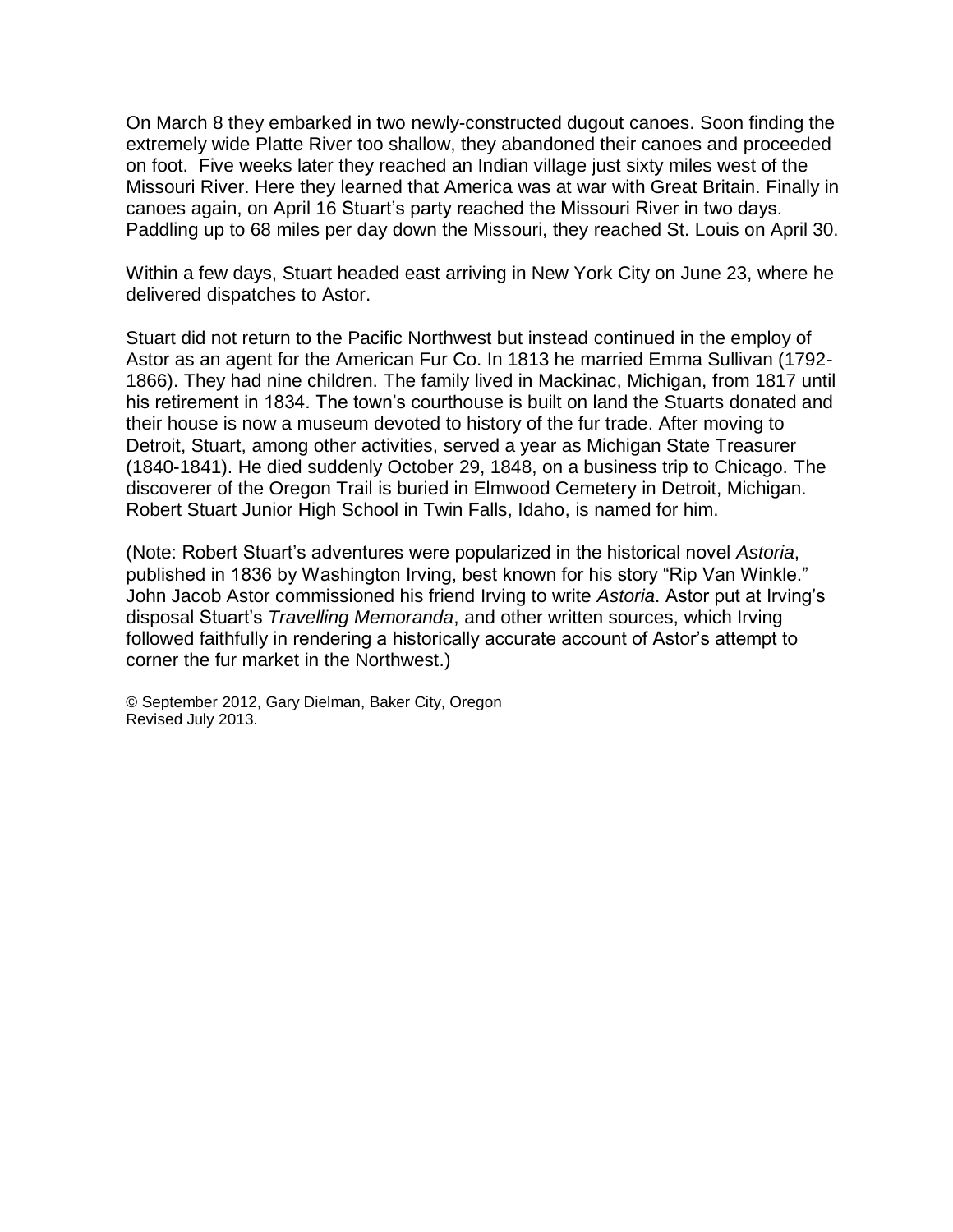On March 8 they embarked in two newly-constructed dugout canoes. Soon finding the extremely wide Platte River too shallow, they abandoned their canoes and proceeded on foot. Five weeks later they reached an Indian village just sixty miles west of the Missouri River. Here they learned that America was at war with Great Britain. Finally in canoes again, on April 16 Stuart's party reached the Missouri River in two days. Paddling up to 68 miles per day down the Missouri, they reached St. Louis on April 30.

Within a few days, Stuart headed east arriving in New York City on June 23, where he delivered dispatches to Astor.

Stuart did not return to the Pacific Northwest but instead continued in the employ of Astor as an agent for the American Fur Co. In 1813 he married Emma Sullivan (1792-1866). They had nine children. The family lived in Mackinac, Michigan, from 1817 until his retirement in 1834. The town's courthouse is built on land the Stuarts donated and their house is now a museum devoted to history of the fur trade. After moving to Detroit, Stuart, among other activities, served a year as Michigan State Treasurer (1840-1841). He died suddenly October 29, 1848, on a business trip to Chicago. The discoverer of the Oregon Trail is buried in Elmwood Cemetery in Detroit, Michigan. Robert Stuart Junior High School in Twin Falls, Idaho, is named for him.

(Note: Robert Stuart's adventures were popularized in the historical novel *Astoria*, published in 1836 by Washington Irving, best known for his story "Rip Van Winkle." John Jacob Astor commissioned his friend Irving to write *Astoria*. Astor put at Irving's disposal Stuart's *Travelling Memoranda*, and other written sources, which Irving followed faithfully in rendering a historically accurate account of Astor's attempt to corner the fur market in the Northwest.)

© September 2012, Gary Dielman, Baker City, Oregon
Revised July 2013.